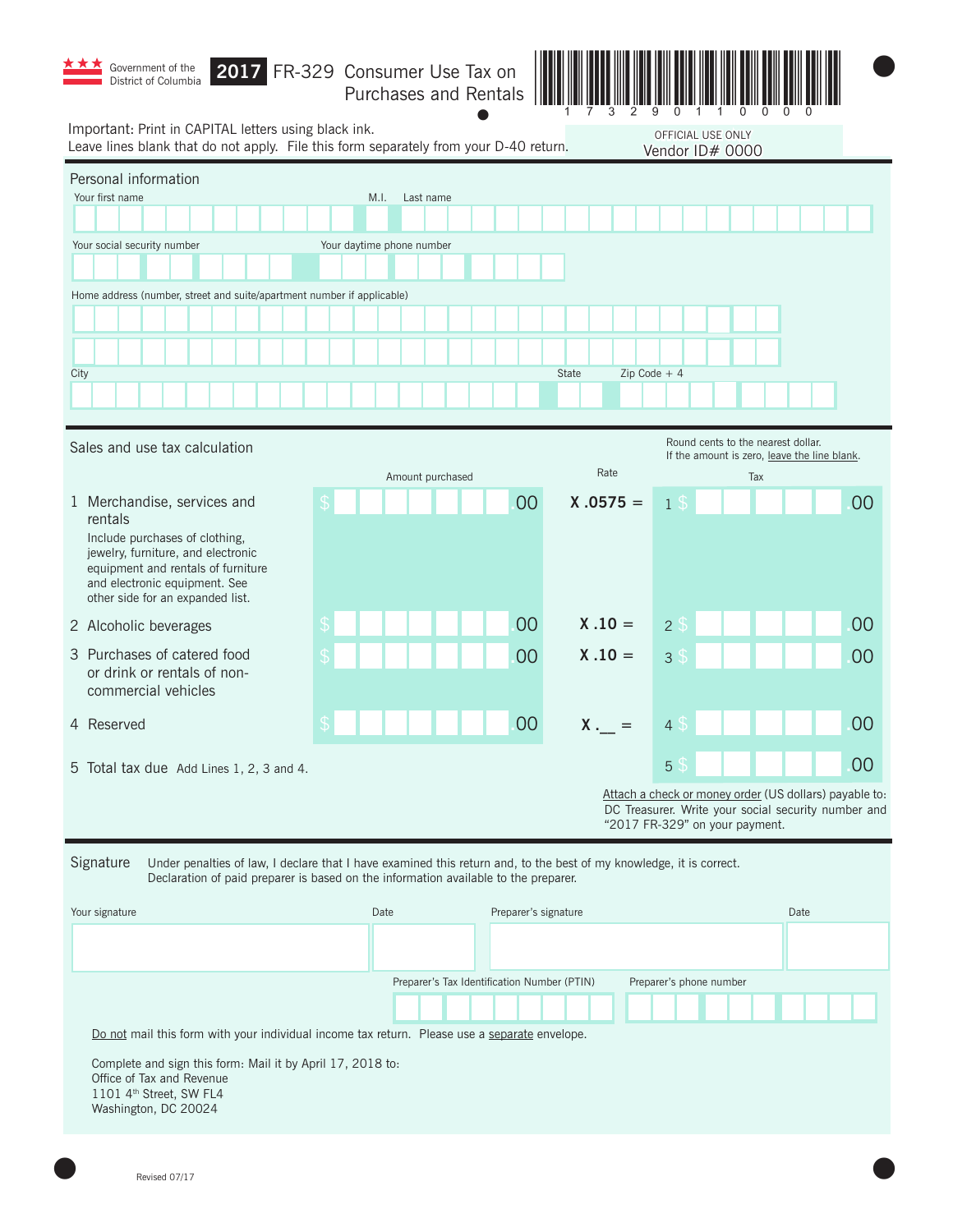Government of the District of Columbia

# 2017 FR-329 Consumer Use Tax on Purchases and Rentals

1 7 3 2 9 0 1 1 0 0 0 0

Important: Print in CAPITAL letters using black ink.
Leave lines blank that do not apply. File this form separately from your D-40 return.

OFFICIAL USE ONLY
Vendor ID# 0000

## Personal information

Your first name | M.I. | Last name

Your social security number | Your daytime phone number

Home address (number, street and suite/apartment number if applicable)

City | State | Zip Code + 4

## Sales and use tax calculation

Round cents to the nearest dollar.
If the amount is zero, leave the line blank.

| | Amount purchased | Rate | Tax |
|---|---|---|---|
| 1 Merchandise, services and rentals<br>Include purchases of clothing, jewelry, furniture, and electronic equipment and rentals of furniture and electronic equipment. See other side for an expanded list. | $ .00 | X .0575 = | 1 $ .00 |
| 2 Alcoholic beverages | $ .00 | X .10 = | 2 $ .00 |
| 3 Purchases of catered food or drink or rentals of non-commercial vehicles | $ .00 | X .10 = | 3 $ .00 |
| 4 Reserved | $ .00 | X .__ = | 4 $ .00 |
| 5 Total tax due Add Lines 1, 2, 3 and 4. | | | 5 $ .00 |

Attach a check or money order (US dollars) payable to: DC Treasurer. Write your social security number and "2017 FR-329" on your payment.

## Signature

Under penalties of law, I declare that I have examined this return and, to the best of my knowledge, it is correct. Declaration of paid preparer is based on the information available to the preparer.

Your signature | Date | Preparer's signature | Date

Preparer's Tax Identification Number (PTIN) | Preparer's phone number

Do not mail this form with your individual income tax return. Please use a separate envelope.

Complete and sign this form: Mail it by April 17, 2018 to:
Office of Tax and Revenue
1101 4th Street, SW FL4
Washington, DC 20024

Revised 07/17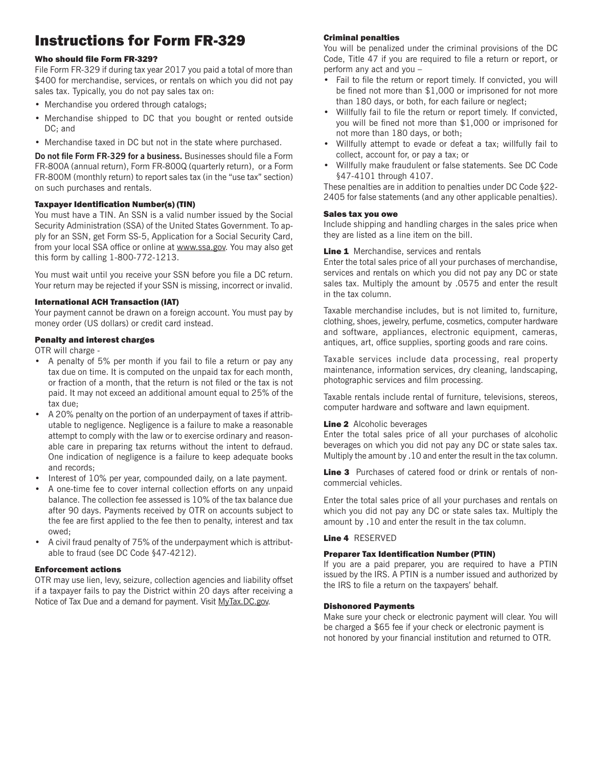# Instructions for Form FR-329

### Who should file Form FR-329?

File Form FR-329 if during tax year 2017 you paid a total of more than $400 for merchandise, services, or rentals on which you did not pay sales tax. Typically, you do not pay sales tax on:

- Merchandise you ordered through catalogs;
- Merchandise shipped to DC that you bought or rented outside DC; and
- Merchandise taxed in DC but not in the state where purchased.

**Do not file Form FR-329 for a business.** Businesses should file a Form FR-800A (annual return), Form FR-800Q (quarterly return), or a Form FR-800M (monthly return) to report sales tax (in the "use tax" section) on such purchases and rentals.

### Taxpayer Identification Number(s) (TIN)

You must have a TIN. An SSN is a valid number issued by the Social Security Administration (SSA) of the United States Government. To apply for an SSN, get Form SS-5, Application for a Social Security Card, from your local SSA office or online at www.ssa.gov. You may also get this form by calling 1-800-772-1213.

You must wait until you receive your SSN before you file a DC return. Your return may be rejected if your SSN is missing, incorrect or invalid.

### International ACH Transaction (IAT)

Your payment cannot be drawn on a foreign account. You must pay by money order (US dollars) or credit card instead.

### Penalty and interest charges

OTR will charge -

- A penalty of 5% per month if you fail to file a return or pay any tax due on time. It is computed on the unpaid tax for each month, or fraction of a month, that the return is not filed or the tax is not paid. It may not exceed an additional amount equal to 25% of the tax due;
- A 20% penalty on the portion of an underpayment of taxes if attributable to negligence. Negligence is a failure to make a reasonable attempt to comply with the law or to exercise ordinary and reasonable care in preparing tax returns without the intent to defraud. One indication of negligence is a failure to keep adequate books and records;
- Interest of 10% per year, compounded daily, on a late payment.
- A one-time fee to cover internal collection efforts on any unpaid balance. The collection fee assessed is 10% of the tax balance due after 90 days. Payments received by OTR on accounts subject to the fee are first applied to the fee then to penalty, interest and tax owed;
- A civil fraud penalty of 75% of the underpayment which is attributable to fraud (see DC Code §47-4212).

### Enforcement actions

OTR may use lien, levy, seizure, collection agencies and liability offset if a taxpayer fails to pay the District within 20 days after receiving a Notice of Tax Due and a demand for payment. Visit MyTax.DC.gov.

### Criminal penalties

You will be penalized under the criminal provisions of the DC Code, Title 47 if you are required to file a return or report, or perform any act and you –

- Fail to file the return or report timely. If convicted, you will be fined not more than $1,000 or imprisoned for not more than 180 days, or both, for each failure or neglect;
- Willfully fail to file the return or report timely. If convicted, you will be fined not more than $1,000 or imprisoned for not more than 180 days, or both;
- Willfully attempt to evade or defeat a tax; willfully fail to collect, account for, or pay a tax; or
- Willfully make fraudulent or false statements. See DC Code §47-4101 through 4107.

These penalties are in addition to penalties under DC Code §22-2405 for false statements (and any other applicable penalties).

### Sales tax you owe

Include shipping and handling charges in the sales price when they are listed as a line item on the bill.

**Line 1** Merchandise, services and rentals

Enter the total sales price of all your purchases of merchandise, services and rentals on which you did not pay any DC or state sales tax. Multiply the amount by .0575 and enter the result in the tax column.

Taxable merchandise includes, but is not limited to, furniture, clothing, shoes, jewelry, perfume, cosmetics, computer hardware and software, appliances, electronic equipment, cameras, antiques, art, office supplies, sporting goods and rare coins.

Taxable services include data processing, real property maintenance, information services, dry cleaning, landscaping, photographic services and film processing.

Taxable rentals include rental of furniture, televisions, stereos, computer hardware and software and lawn equipment.

**Line 2** Alcoholic beverages

Enter the total sales price of all your purchases of alcoholic beverages on which you did not pay any DC or state sales tax. Multiply the amount by .10 and enter the result in the tax column.

**Line 3** Purchases of catered food or drink or rentals of non-commercial vehicles.

Enter the total sales price of all your purchases and rentals on which you did not pay any DC or state sales tax. Multiply the amount by .10 and enter the result in the tax column.

**Line 4** RESERVED

### Preparer Tax Identification Number (PTIN)

If you are a paid preparer, you are required to have a PTIN issued by the IRS. A PTIN is a number issued and authorized by the IRS to file a return on the taxpayers' behalf.

### Dishonored Payments

Make sure your check or electronic payment will clear. You will be charged a $65 fee if your check or electronic payment is not honored by your financial institution and returned to OTR.